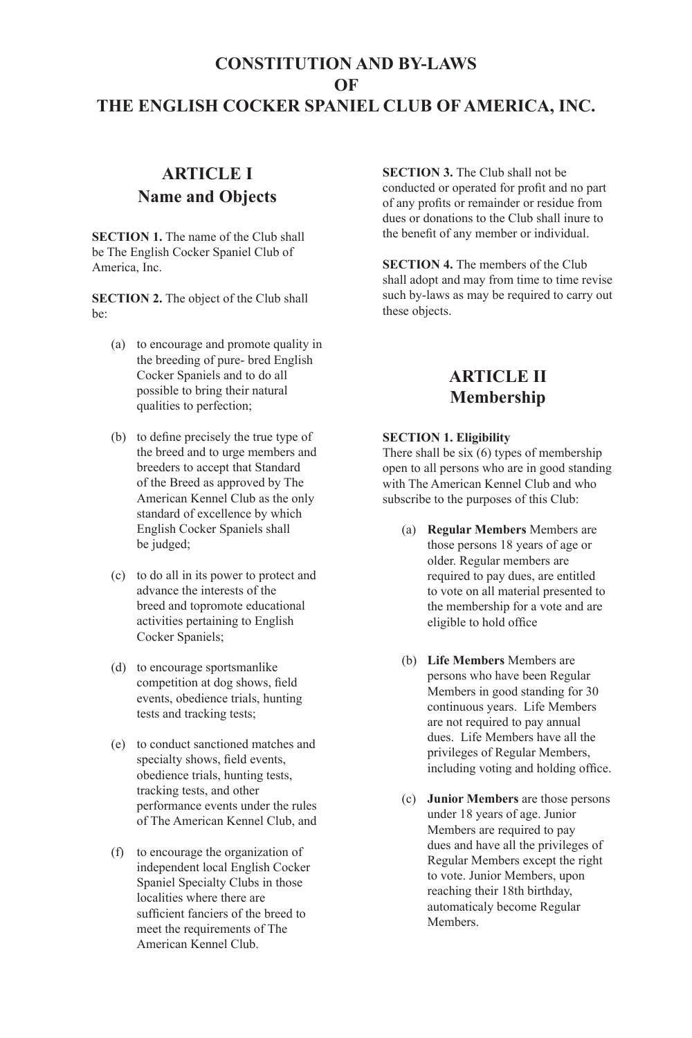# CONSTITUTION AND BY-LAWS OF THE ENGLISH COCKER SPANIEL CLUB OF AMERICA, INC.

## ARTICLE I
## Name and Objects

**SECTION 1.** The name of the Club shall be The English Cocker Spaniel Club of America, Inc.

**SECTION 2.** The object of the Club shall be:

(a) to encourage and promote quality in the breeding of pure- bred English Cocker Spaniels and to do all possible to bring their natural qualities to perfection;

(b) to define precisely the true type of the breed and to urge members and breeders to accept that Standard of the Breed as approved by The American Kennel Club as the only standard of excellence by which English Cocker Spaniels shall be judged;

(c) to do all in its power to protect and advance the interests of the breed and topromote educational activities pertaining to English Cocker Spaniels;

(d) to encourage sportsmanlike competition at dog shows, field events, obedience trials, hunting tests and tracking tests;

(e) to conduct sanctioned matches and specialty shows, field events, obedience trials, hunting tests, tracking tests, and other performance events under the rules of The American Kennel Club, and

(f) to encourage the organization of independent local English Cocker Spaniel Specialty Clubs in those localities where there are sufficient fanciers of the breed to meet the requirements of The American Kennel Club.

**SECTION 3.** The Club shall not be conducted or operated for profit and no part of any profits or remainder or residue from dues or donations to the Club shall inure to the benefit of any member or individual.

**SECTION 4.** The members of the Club shall adopt and may from time to time revise such by-laws as may be required to carry out these objects.

## ARTICLE II
## Membership

**SECTION 1. Eligibility**
There shall be six (6) types of membership open to all persons who are in good standing with The American Kennel Club and who subscribe to the purposes of this Club:

(a) **Regular Members** Members are those persons 18 years of age or older. Regular members are required to pay dues, are entitled to vote on all material presented to the membership for a vote and are eligible to hold office

(b) **Life Members** Members are persons who have been Regular Members in good standing for 30 continuous years. Life Members are not required to pay annual dues. Life Members have all the privileges of Regular Members, including voting and holding office.

(c) **Junior Members** are those persons under 18 years of age. Junior Members are required to pay dues and have all the privileges of Regular Members except the right to vote. Junior Members, upon reaching their 18th birthday, automaticaly become Regular Members.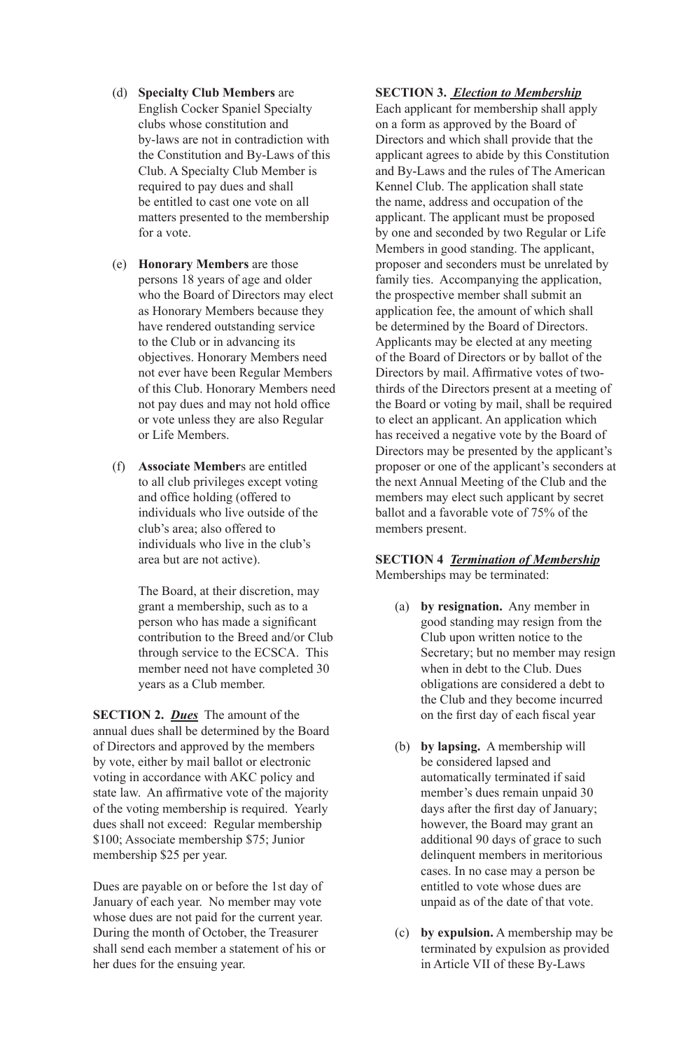(d) **Specialty Club Members** are English Cocker Spaniel Specialty clubs whose constitution and by-laws are not in contradiction with the Constitution and By-Laws of this Club. A Specialty Club Member is required to pay dues and shall be entitled to cast one vote on all matters presented to the membership for a vote.

(e) **Honorary Members** are those persons 18 years of age and older who the Board of Directors may elect as Honorary Members because they have rendered outstanding service to the Club or in advancing its objectives. Honorary Members need not ever have been Regular Members of this Club. Honorary Members need not pay dues and may not hold office or vote unless they are also Regular or Life Members.

(f) **Associate Member**s are entitled to all club privileges except voting and office holding (offered to individuals who live outside of the club's area; also offered to individuals who live in the club's area but are not active).

The Board, at their discretion, may grant a membership, such as to a person who has made a significant contribution to the Breed and/or Club through service to the ECSCA. This member need not have completed 30 years as a Club member.

**SECTION 2.** ***Dues*** The amount of the annual dues shall be determined by the Board of Directors and approved by the members by vote, either by mail ballot or electronic voting in accordance with AKC policy and state law. An affirmative vote of the majority of the voting membership is required. Yearly dues shall not exceed: Regular membership $100; Associate membership $75; Junior membership $25 per year.

Dues are payable on or before the 1st day of January of each year. No member may vote whose dues are not paid for the current year. During the month of October, the Treasurer shall send each member a statement of his or her dues for the ensuing year.

**SECTION 3.** ***Election to Membership***
Each applicant for membership shall apply on a form as approved by the Board of Directors and which shall provide that the applicant agrees to abide by this Constitution and By-Laws and the rules of The American Kennel Club. The application shall state the name, address and occupation of the applicant. The applicant must be proposed by one and seconded by two Regular or Life Members in good standing. The applicant, proposer and seconders must be unrelated by family ties. Accompanying the application, the prospective member shall submit an application fee, the amount of which shall be determined by the Board of Directors. Applicants may be elected at any meeting of the Board of Directors or by ballot of the Directors by mail. Affirmative votes of two-thirds of the Directors present at a meeting of the Board or voting by mail, shall be required to elect an applicant. An application which has received a negative vote by the Board of Directors may be presented by the applicant's proposer or one of the applicant's seconders at the next Annual Meeting of the Club and the members may elect such applicant by secret ballot and a favorable vote of 75% of the members present.

**SECTION 4** ***Termination of Membership***
Memberships may be terminated:

(a) **by resignation.** Any member in good standing may resign from the Club upon written notice to the Secretary; but no member may resign when in debt to the Club. Dues obligations are considered a debt to the Club and they become incurred on the first day of each fiscal year

(b) **by lapsing.** A membership will be considered lapsed and automatically terminated if said member's dues remain unpaid 30 days after the first day of January; however, the Board may grant an additional 90 days of grace to such delinquent members in meritorious cases. In no case may a person be entitled to vote whose dues are unpaid as of the date of that vote.

(c) **by expulsion.** A membership may be terminated by expulsion as provided in Article VII of these By-Laws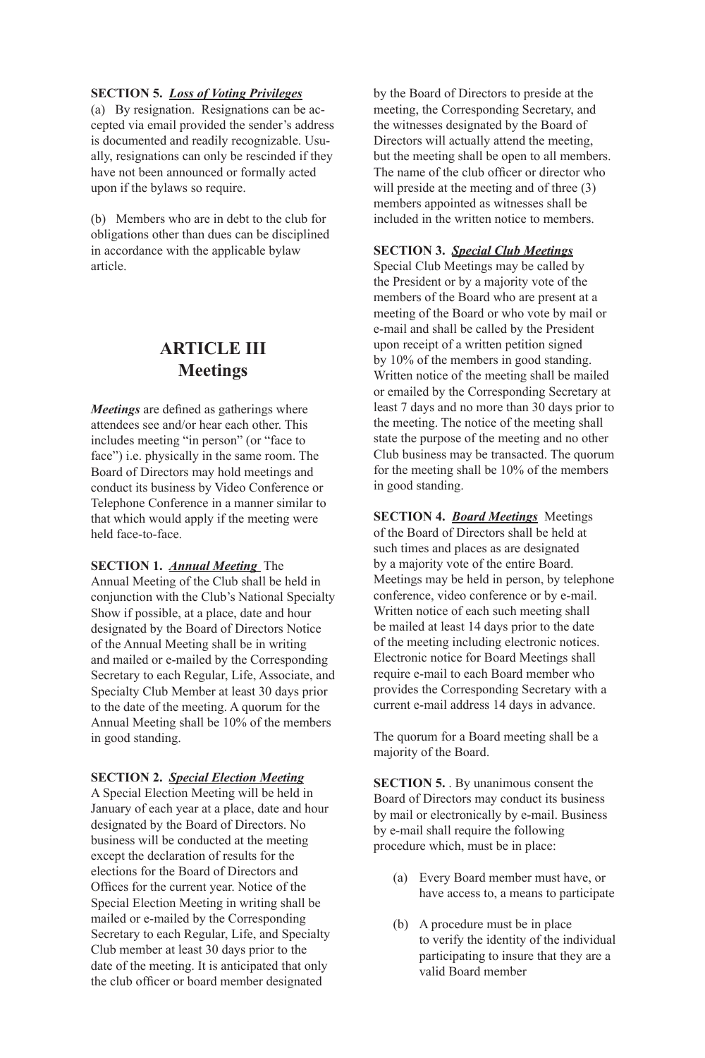**SECTION 5.** ***Loss of Voting Privileges***

(a) By resignation. Resignations can be accepted via email provided the sender's address is documented and readily recognizable. Usually, resignations can only be rescinded if they have not been announced or formally acted upon if the bylaws so require.

(b) Members who are in debt to the club for obligations other than dues can be disciplined in accordance with the applicable bylaw article.

## ARTICLE III
## Meetings

***Meetings*** are defined as gatherings where attendees see and/or hear each other. This includes meeting "in person" (or "face to face") i.e. physically in the same room. The Board of Directors may hold meetings and conduct its business by Video Conference or Telephone Conference in a manner similar to that which would apply if the meeting were held face-to-face.

**SECTION 1.** ***Annual Meeting*** The Annual Meeting of the Club shall be held in conjunction with the Club's National Specialty Show if possible, at a place, date and hour designated by the Board of Directors Notice of the Annual Meeting shall be in writing and mailed or e-mailed by the Corresponding Secretary to each Regular, Life, Associate, and Specialty Club Member at least 30 days prior to the date of the meeting. A quorum for the Annual Meeting shall be 10% of the members in good standing.

**SECTION 2.** ***Special Election Meeting*** A Special Election Meeting will be held in January of each year at a place, date and hour designated by the Board of Directors. No business will be conducted at the meeting except the declaration of results for the elections for the Board of Directors and Offices for the current year. Notice of the Special Election Meeting in writing shall be mailed or e-mailed by the Corresponding Secretary to each Regular, Life, and Specialty Club member at least 30 days prior to the date of the meeting. It is anticipated that only the club officer or board member designated by the Board of Directors to preside at the meeting, the Corresponding Secretary, and the witnesses designated by the Board of Directors will actually attend the meeting, but the meeting shall be open to all members. The name of the club officer or director who will preside at the meeting and of three (3) members appointed as witnesses shall be included in the written notice to members.

**SECTION 3.** ***Special Club Meetings*** Special Club Meetings may be called by the President or by a majority vote of the members of the Board who are present at a meeting of the Board or who vote by mail or e-mail and shall be called by the President upon receipt of a written petition signed by 10% of the members in good standing. Written notice of the meeting shall be mailed or emailed by the Corresponding Secretary at least 7 days and no more than 30 days prior to the meeting. The notice of the meeting shall state the purpose of the meeting and no other Club business may be transacted. The quorum for the meeting shall be 10% of the members in good standing.

**SECTION 4.** ***Board Meetings*** Meetings of the Board of Directors shall be held at such times and places as are designated by a majority vote of the entire Board. Meetings may be held in person, by telephone conference, video conference or by e-mail. Written notice of each such meeting shall be mailed at least 14 days prior to the date of the meeting including electronic notices. Electronic notice for Board Meetings shall require e-mail to each Board member who provides the Corresponding Secretary with a current e-mail address 14 days in advance.

The quorum for a Board meeting shall be a majority of the Board.

**SECTION 5.** . By unanimous consent the Board of Directors may conduct its business by mail or electronically by e-mail. Business by e-mail shall require the following procedure which, must be in place:

(a) Every Board member must have, or have access to, a means to participate

(b) A procedure must be in place to verify the identity of the individual participating to insure that they are a valid Board member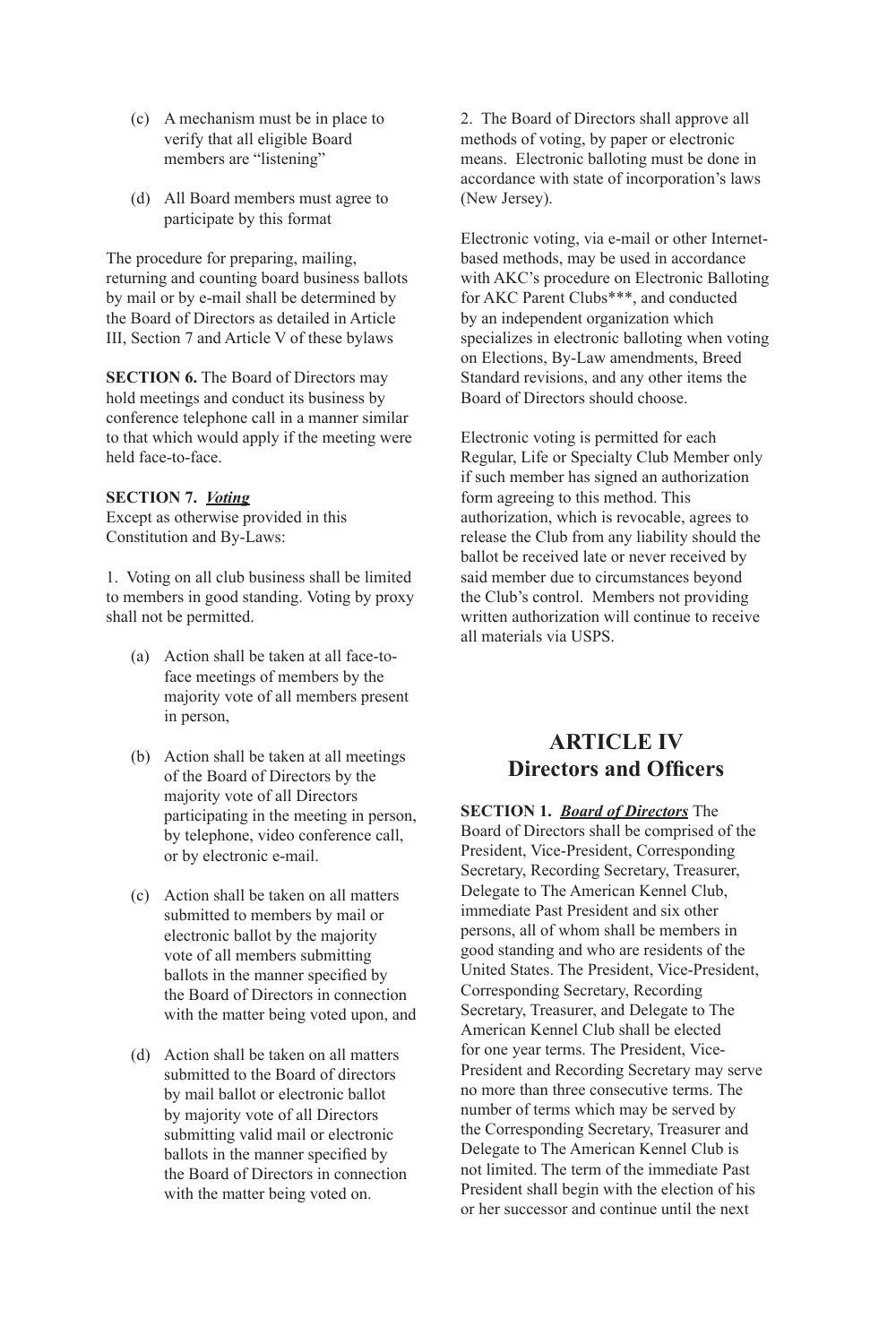(c) A mechanism must be in place to verify that all eligible Board members are "listening"

(d) All Board members must agree to participate by this format

The procedure for preparing, mailing, returning and counting board business ballots by mail or by e-mail shall be determined by the Board of Directors as detailed in Article III, Section 7 and Article V of these bylaws

**SECTION 6.** The Board of Directors may hold meetings and conduct its business by conference telephone call in a manner similar to that which would apply if the meeting were held face-to-face.

**SECTION 7.** ***Voting***
Except as otherwise provided in this Constitution and By-Laws:

1. Voting on all club business shall be limited to members in good standing. Voting by proxy shall not be permitted.

   (a) Action shall be taken at all face-to-face meetings of members by the majority vote of all members present in person,

   (b) Action shall be taken at all meetings of the Board of Directors by the majority vote of all Directors participating in the meeting in person, by telephone, video conference call, or by electronic e-mail.

   (c) Action shall be taken on all matters submitted to members by mail or electronic ballot by the majority vote of all members submitting ballots in the manner specified by the Board of Directors in connection with the matter being voted upon, and

   (d) Action shall be taken on all matters submitted to the Board of directors by mail ballot or electronic ballot by majority vote of all Directors submitting valid mail or electronic ballots in the manner specified by the Board of Directors in connection with the matter being voted on.

2. The Board of Directors shall approve all methods of voting, by paper or electronic means. Electronic balloting must be done in accordance with state of incorporation's laws (New Jersey).

Electronic voting, via e-mail or other Internet-based methods, may be used in accordance with AKC's procedure on Electronic Balloting for AKC Parent Clubs***, and conducted by an independent organization which specializes in electronic balloting when voting on Elections, By-Law amendments, Breed Standard revisions, and any other items the Board of Directors should choose.

Electronic voting is permitted for each Regular, Life or Specialty Club Member only if such member has signed an authorization form agreeing to this method. This authorization, which is revocable, agrees to release the Club from any liability should the ballot be received late or never received by said member due to circumstances beyond the Club's control. Members not providing written authorization will continue to receive all materials via USPS.

## ARTICLE IV
## Directors and Officers

**SECTION 1.** ***Board of Directors*** The Board of Directors shall be comprised of the President, Vice-President, Corresponding Secretary, Recording Secretary, Treasurer, Delegate to The American Kennel Club, immediate Past President and six other persons, all of whom shall be members in good standing and who are residents of the United States. The President, Vice-President, Corresponding Secretary, Recording Secretary, Treasurer, and Delegate to The American Kennel Club shall be elected for one year terms. The President, Vice-President and Recording Secretary may serve no more than three consecutive terms. The number of terms which may be served by the Corresponding Secretary, Treasurer and Delegate to The American Kennel Club is not limited. The term of the immediate Past President shall begin with the election of his or her successor and continue until the next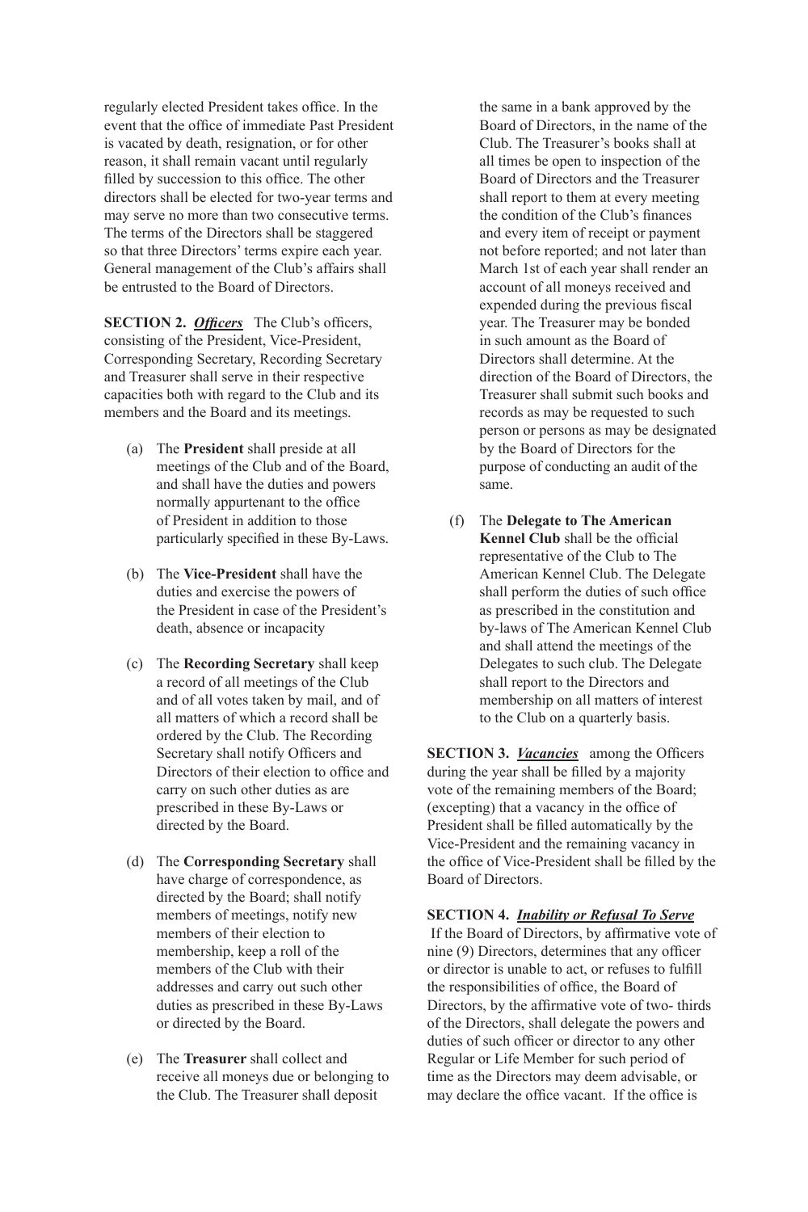regularly elected President takes office. In the event that the office of immediate Past President is vacated by death, resignation, or for other reason, it shall remain vacant until regularly filled by succession to this office. The other directors shall be elected for two-year terms and may serve no more than two consecutive terms. The terms of the Directors shall be staggered so that three Directors' terms expire each year. General management of the Club's affairs shall be entrusted to the Board of Directors.

**SECTION 2.** ***Officers*** The Club's officers, consisting of the President, Vice-President, Corresponding Secretary, Recording Secretary and Treasurer shall serve in their respective capacities both with regard to the Club and its members and the Board and its meetings.

(a) The **President** shall preside at all meetings of the Club and of the Board, and shall have the duties and powers normally appurtenant to the office of President in addition to those particularly specified in these By-Laws.

(b) The **Vice-President** shall have the duties and exercise the powers of the President in case of the President's death, absence or incapacity

(c) The **Recording Secretary** shall keep a record of all meetings of the Club and of all votes taken by mail, and of all matters of which a record shall be ordered by the Club. The Recording Secretary shall notify Officers and Directors of their election to office and carry on such other duties as are prescribed in these By-Laws or directed by the Board.

(d) The **Corresponding Secretary** shall have charge of correspondence, as directed by the Board; shall notify members of meetings, notify new members of their election to membership, keep a roll of the members of the Club with their addresses and carry out such other duties as prescribed in these By-Laws or directed by the Board.

(e) The **Treasurer** shall collect and receive all moneys due or belonging to the Club. The Treasurer shall deposit the same in a bank approved by the Board of Directors, in the name of the Club. The Treasurer's books shall at all times be open to inspection of the Board of Directors and the Treasurer shall report to them at every meeting the condition of the Club's finances and every item of receipt or payment not before reported; and not later than March 1st of each year shall render an account of all moneys received and expended during the previous fiscal year. The Treasurer may be bonded in such amount as the Board of Directors shall determine. At the direction of the Board of Directors, the Treasurer shall submit such books and records as may be requested to such person or persons as may be designated by the Board of Directors for the purpose of conducting an audit of the same.

(f) The **Delegate to The American Kennel Club** shall be the official representative of the Club to The American Kennel Club. The Delegate shall perform the duties of such office as prescribed in the constitution and by-laws of The American Kennel Club and shall attend the meetings of the Delegates to such club. The Delegate shall report to the Directors and membership on all matters of interest to the Club on a quarterly basis.

**SECTION 3.** ***Vacancies*** among the Officers during the year shall be filled by a majority vote of the remaining members of the Board; (excepting) that a vacancy in the office of President shall be filled automatically by the Vice-President and the remaining vacancy in the office of Vice-President shall be filled by the Board of Directors.

**SECTION 4.** ***Inability or Refusal To Serve***
If the Board of Directors, by affirmative vote of nine (9) Directors, determines that any officer or director is unable to act, or refuses to fulfill the responsibilities of office, the Board of Directors, by the affirmative vote of two- thirds of the Directors, shall delegate the powers and duties of such officer or director to any other Regular or Life Member for such period of time as the Directors may deem advisable, or may declare the office vacant. If the office is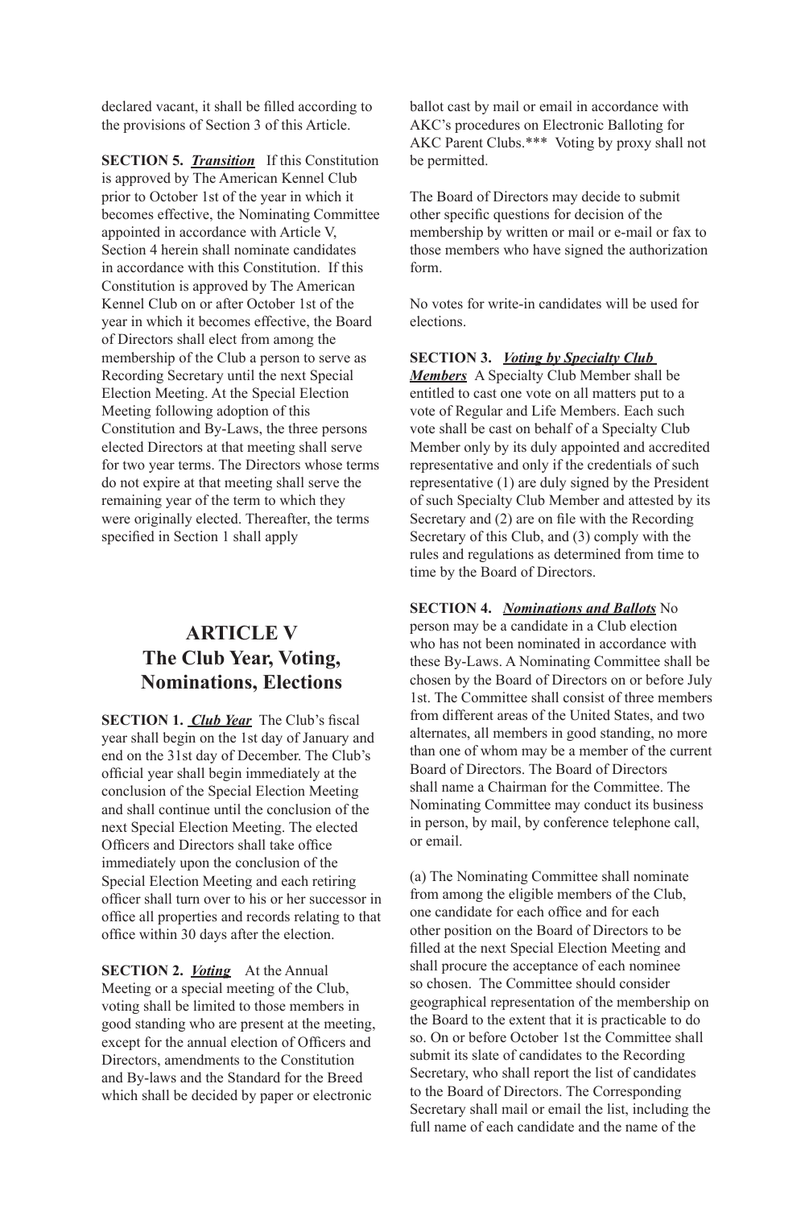declared vacant, it shall be filled according to the provisions of Section 3 of this Article.

**SECTION 5.** ***Transition*** If this Constitution is approved by The American Kennel Club prior to October 1st of the year in which it becomes effective, the Nominating Committee appointed in accordance with Article V, Section 4 herein shall nominate candidates in accordance with this Constitution. If this Constitution is approved by The American Kennel Club on or after October 1st of the year in which it becomes effective, the Board of Directors shall elect from among the membership of the Club a person to serve as Recording Secretary until the next Special Election Meeting. At the Special Election Meeting following adoption of this Constitution and By-Laws, the three persons elected Directors at that meeting shall serve for two year terms. The Directors whose terms do not expire at that meeting shall serve the remaining year of the term to which they were originally elected. Thereafter, the terms specified in Section 1 shall apply

## ARTICLE V
## The Club Year, Voting, Nominations, Elections

**SECTION 1.** ***Club Year*** The Club's fiscal year shall begin on the 1st day of January and end on the 31st day of December. The Club's official year shall begin immediately at the conclusion of the Special Election Meeting and shall continue until the conclusion of the next Special Election Meeting. The elected Officers and Directors shall take office immediately upon the conclusion of the Special Election Meeting and each retiring officer shall turn over to his or her successor in office all properties and records relating to that office within 30 days after the election.

**SECTION 2.** ***Voting*** At the Annual Meeting or a special meeting of the Club, voting shall be limited to those members in good standing who are present at the meeting, except for the annual election of Officers and Directors, amendments to the Constitution and By-laws and the Standard for the Breed which shall be decided by paper or electronic ballot cast by mail or email in accordance with AKC's procedures on Electronic Balloting for AKC Parent Clubs.*** Voting by proxy shall not be permitted.

The Board of Directors may decide to submit other specific questions for decision of the membership by written or mail or e-mail or fax to those members who have signed the authorization form.

No votes for write-in candidates will be used for elections.

**SECTION 3.** ***Voting by Specialty Club Members*** A Specialty Club Member shall be entitled to cast one vote on all matters put to a vote of Regular and Life Members. Each such vote shall be cast on behalf of a Specialty Club Member only by its duly appointed and accredited representative and only if the credentials of such representative (1) are duly signed by the President of such Specialty Club Member and attested by its Secretary and (2) are on file with the Recording Secretary of this Club, and (3) comply with the rules and regulations as determined from time to time by the Board of Directors.

**SECTION 4.** ***Nominations and Ballots*** No person may be a candidate in a Club election who has not been nominated in accordance with these By-Laws. A Nominating Committee shall be chosen by the Board of Directors on or before July 1st. The Committee shall consist of three members from different areas of the United States, and two alternates, all members in good standing, no more than one of whom may be a member of the current Board of Directors. The Board of Directors shall name a Chairman for the Committee. The Nominating Committee may conduct its business in person, by mail, by conference telephone call, or email.

(a) The Nominating Committee shall nominate from among the eligible members of the Club, one candidate for each office and for each other position on the Board of Directors to be filled at the next Special Election Meeting and shall procure the acceptance of each nominee so chosen. The Committee should consider geographical representation of the membership on the Board to the extent that it is practicable to do so. On or before October 1st the Committee shall submit its slate of candidates to the Recording Secretary, who shall report the list of candidates to the Board of Directors. The Corresponding Secretary shall mail or email the list, including the full name of each candidate and the name of the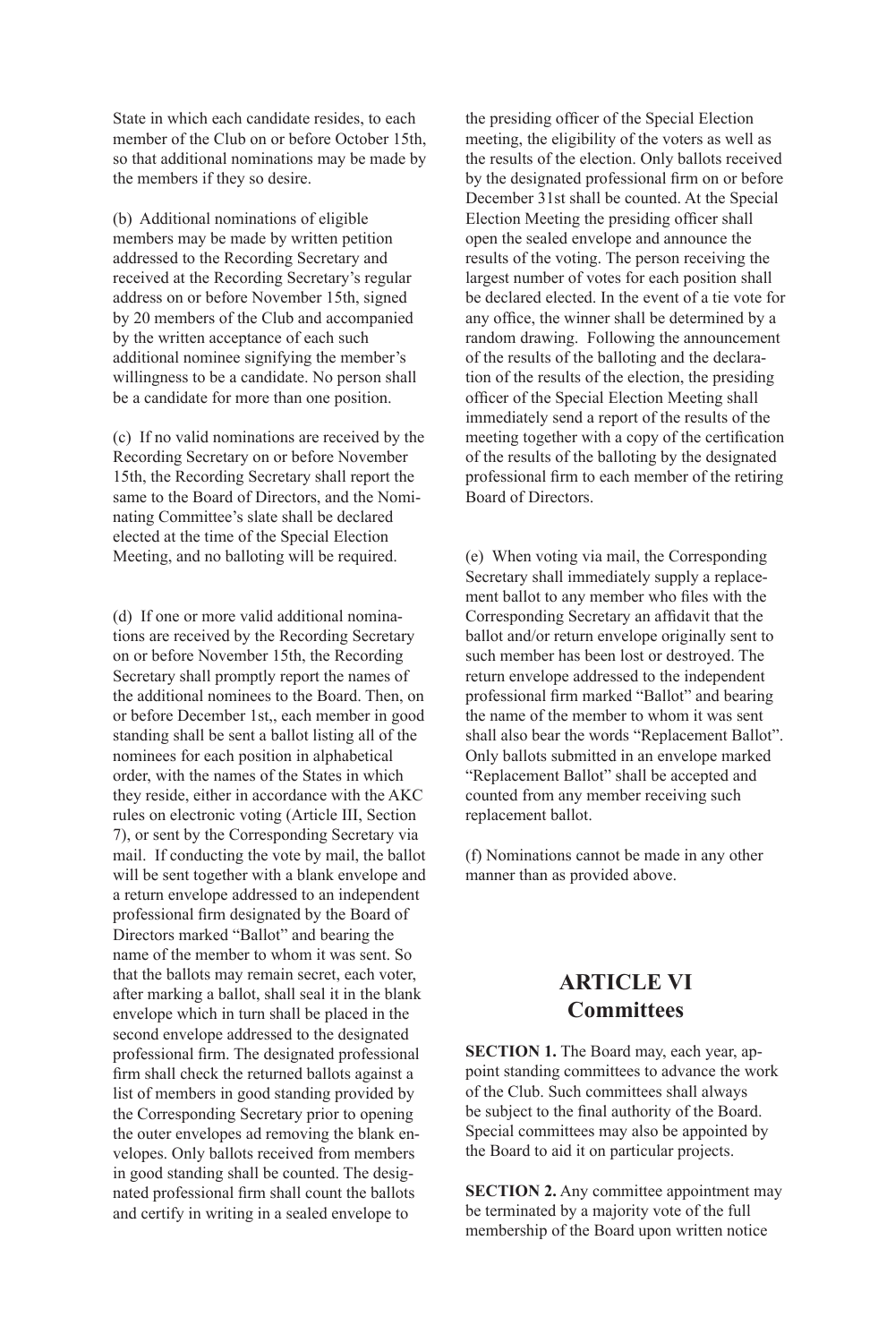State in which each candidate resides, to each member of the Club on or before October 15th, so that additional nominations may be made by the members if they so desire.

(b) Additional nominations of eligible members may be made by written petition addressed to the Recording Secretary and received at the Recording Secretary's regular address on or before November 15th, signed by 20 members of the Club and accompanied by the written acceptance of each such additional nominee signifying the member's willingness to be a candidate. No person shall be a candidate for more than one position.

(c) If no valid nominations are received by the Recording Secretary on or before November 15th, the Recording Secretary shall report the same to the Board of Directors, and the Nominating Committee's slate shall be declared elected at the time of the Special Election Meeting, and no balloting will be required.

(d) If one or more valid additional nominations are received by the Recording Secretary on or before November 15th, the Recording Secretary shall promptly report the names of the additional nominees to the Board. Then, on or before December 1st,, each member in good standing shall be sent a ballot listing all of the nominees for each position in alphabetical order, with the names of the States in which they reside, either in accordance with the AKC rules on electronic voting (Article III, Section 7), or sent by the Corresponding Secretary via mail. If conducting the vote by mail, the ballot will be sent together with a blank envelope and a return envelope addressed to an independent professional firm designated by the Board of Directors marked "Ballot" and bearing the name of the member to whom it was sent. So that the ballots may remain secret, each voter, after marking a ballot, shall seal it in the blank envelope which in turn shall be placed in the second envelope addressed to the designated professional firm. The designated professional firm shall check the returned ballots against a list of members in good standing provided by the Corresponding Secretary prior to opening the outer envelopes ad removing the blank envelopes. Only ballots received from members in good standing shall be counted. The designated professional firm shall count the ballots and certify in writing in a sealed envelope to the presiding officer of the Special Election meeting, the eligibility of the voters as well as the results of the election. Only ballots received by the designated professional firm on or before December 31st shall be counted. At the Special Election Meeting the presiding officer shall open the sealed envelope and announce the results of the voting. The person receiving the largest number of votes for each position shall be declared elected. In the event of a tie vote for any office, the winner shall be determined by a random drawing. Following the announcement of the results of the balloting and the declaration of the results of the election, the presiding officer of the Special Election Meeting shall immediately send a report of the results of the meeting together with a copy of the certification of the results of the balloting by the designated professional firm to each member of the retiring Board of Directors.

(e) When voting via mail, the Corresponding Secretary shall immediately supply a replacement ballot to any member who files with the Corresponding Secretary an affidavit that the ballot and/or return envelope originally sent to such member has been lost or destroyed. The return envelope addressed to the independent professional firm marked "Ballot" and bearing the name of the member to whom it was sent shall also bear the words "Replacement Ballot". Only ballots submitted in an envelope marked "Replacement Ballot" shall be accepted and counted from any member receiving such replacement ballot.

(f) Nominations cannot be made in any other manner than as provided above.

## ARTICLE VI
## Committees

**SECTION 1.** The Board may, each year, appoint standing committees to advance the work of the Club. Such committees shall always be subject to the final authority of the Board. Special committees may also be appointed by the Board to aid it on particular projects.

**SECTION 2.** Any committee appointment may be terminated by a majority vote of the full membership of the Board upon written notice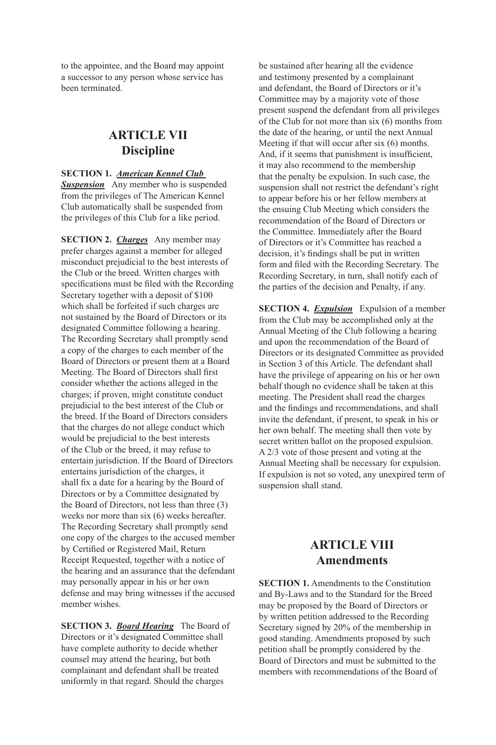to the appointee, and the Board may appoint a successor to any person whose service has been terminated.

## ARTICLE VII
## Discipline

**SECTION 1.** ***American Kennel Club Suspension*** Any member who is suspended from the privileges of The American Kennel Club automatically shall be suspended from the privileges of this Club for a like period.

**SECTION 2.** ***Charges*** Any member may prefer charges against a member for alleged misconduct prejudicial to the best interests of the Club or the breed. Written charges with specifications must be filed with the Recording Secretary together with a deposit of $100 which shall be forfeited if such charges are not sustained by the Board of Directors or its designated Committee following a hearing. The Recording Secretary shall promptly send a copy of the charges to each member of the Board of Directors or present them at a Board Meeting. The Board of Directors shall first consider whether the actions alleged in the charges; if proven, might constitute conduct prejudicial to the best interest of the Club or the breed. If the Board of Directors considers that the charges do not allege conduct which would be prejudicial to the best interests of the Club or the breed, it may refuse to entertain jurisdiction. If the Board of Directors entertains jurisdiction of the charges, it shall fix a date for a hearing by the Board of Directors or by a Committee designated by the Board of Directors, not less than three (3) weeks nor more than six (6) weeks hereafter. The Recording Secretary shall promptly send one copy of the charges to the accused member by Certified or Registered Mail, Return Receipt Requested, together with a notice of the hearing and an assurance that the defendant may personally appear in his or her own defense and may bring witnesses if the accused member wishes.

**SECTION 3.** ***Board Hearing*** The Board of Directors or it's designated Committee shall have complete authority to decide whether counsel may attend the hearing, but both complainant and defendant shall be treated uniformly in that regard. Should the charges be sustained after hearing all the evidence and testimony presented by a complainant and defendant, the Board of Directors or it's Committee may by a majority vote of those present suspend the defendant from all privileges of the Club for not more than six (6) months from the date of the hearing, or until the next Annual Meeting if that will occur after six (6) months. And, if it seems that punishment is insufficient, it may also recommend to the membership that the penalty be expulsion. In such case, the suspension shall not restrict the defendant's right to appear before his or her fellow members at the ensuing Club Meeting which considers the recommendation of the Board of Directors or the Committee. Immediately after the Board of Directors or it's Committee has reached a decision, it's findings shall be put in written form and filed with the Recording Secretary. The Recording Secretary, in turn, shall notify each of the parties of the decision and Penalty, if any.

**SECTION 4.** ***Expulsion*** Expulsion of a member from the Club may be accomplished only at the Annual Meeting of the Club following a hearing and upon the recommendation of the Board of Directors or its designated Committee as provided in Section 3 of this Article. The defendant shall have the privilege of appearing on his or her own behalf though no evidence shall be taken at this meeting. The President shall read the charges and the findings and recommendations, and shall invite the defendant, if present, to speak in his or her own behalf. The meeting shall then vote by secret written ballot on the proposed expulsion. A 2/3 vote of those present and voting at the Annual Meeting shall be necessary for expulsion. If expulsion is not so voted, any unexpired term of suspension shall stand.

## ARTICLE VIII
## Amendments

**SECTION 1.** Amendments to the Constitution and By-Laws and to the Standard for the Breed may be proposed by the Board of Directors or by written petition addressed to the Recording Secretary signed by 20% of the membership in good standing. Amendments proposed by such petition shall be promptly considered by the Board of Directors and must be submitted to the members with recommendations of the Board of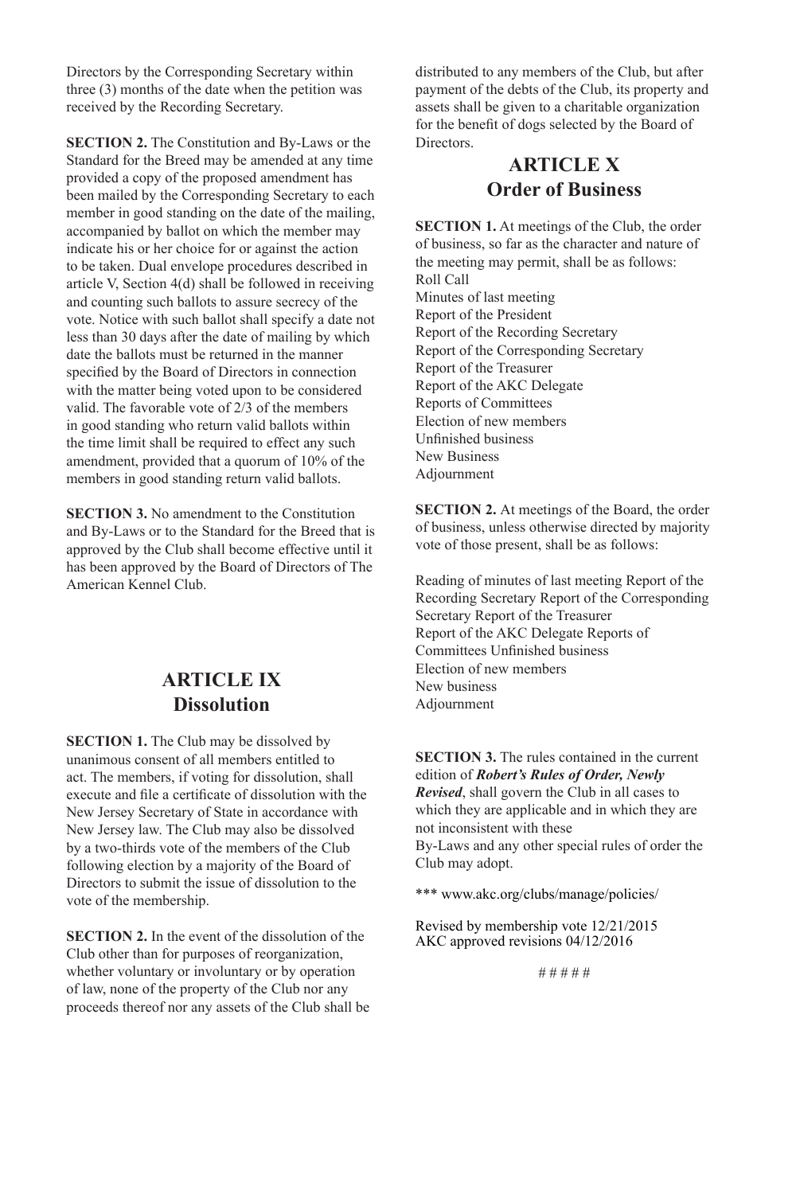Directors by the Corresponding Secretary within three (3) months of the date when the petition was received by the Recording Secretary.

**SECTION 2.** The Constitution and By-Laws or the Standard for the Breed may be amended at any time provided a copy of the proposed amendment has been mailed by the Corresponding Secretary to each member in good standing on the date of the mailing, accompanied by ballot on which the member may indicate his or her choice for or against the action to be taken. Dual envelope procedures described in article V, Section 4(d) shall be followed in receiving and counting such ballots to assure secrecy of the vote. Notice with such ballot shall specify a date not less than 30 days after the date of mailing by which date the ballots must be returned in the manner specified by the Board of Directors in connection with the matter being voted upon to be considered valid. The favorable vote of 2/3 of the members in good standing who return valid ballots within the time limit shall be required to effect any such amendment, provided that a quorum of 10% of the members in good standing return valid ballots.

**SECTION 3.** No amendment to the Constitution and By-Laws or to the Standard for the Breed that is approved by the Club shall become effective until it has been approved by the Board of Directors of The American Kennel Club.

## ARTICLE IX
## Dissolution

**SECTION 1.** The Club may be dissolved by unanimous consent of all members entitled to act. The members, if voting for dissolution, shall execute and file a certificate of dissolution with the New Jersey Secretary of State in accordance with New Jersey law. The Club may also be dissolved by a two-thirds vote of the members of the Club following election by a majority of the Board of Directors to submit the issue of dissolution to the vote of the membership.

**SECTION 2.** In the event of the dissolution of the Club other than for purposes of reorganization, whether voluntary or involuntary or by operation of law, none of the property of the Club nor any proceeds thereof nor any assets of the Club shall be distributed to any members of the Club, but after payment of the debts of the Club, its property and assets shall be given to a charitable organization for the benefit of dogs selected by the Board of Directors.

## ARTICLE X
## Order of Business

**SECTION 1.** At meetings of the Club, the order of business, so far as the character and nature of the meeting may permit, shall be as follows:
Roll Call
Minutes of last meeting
Report of the President
Report of the Recording Secretary
Report of the Corresponding Secretary
Report of the Treasurer
Report of the AKC Delegate
Reports of Committees
Election of new members
Unfinished business
New Business
Adjournment

**SECTION 2.** At meetings of the Board, the order of business, unless otherwise directed by majority vote of those present, shall be as follows:

Reading of minutes of last meeting Report of the Recording Secretary Report of the Corresponding Secretary Report of the Treasurer
Report of the AKC Delegate Reports of Committees Unfinished business
Election of new members
New business
Adjournment

**SECTION 3.** The rules contained in the current edition of ***Robert's Rules of Order, Newly Revised***, shall govern the Club in all cases to which they are applicable and in which they are not inconsistent with these
By-Laws and any other special rules of order the Club may adopt.

*** www.akc.org/clubs/manage/policies/

Revised by membership vote 12/21/2015
AKC approved revisions 04/12/2016

# # # # #